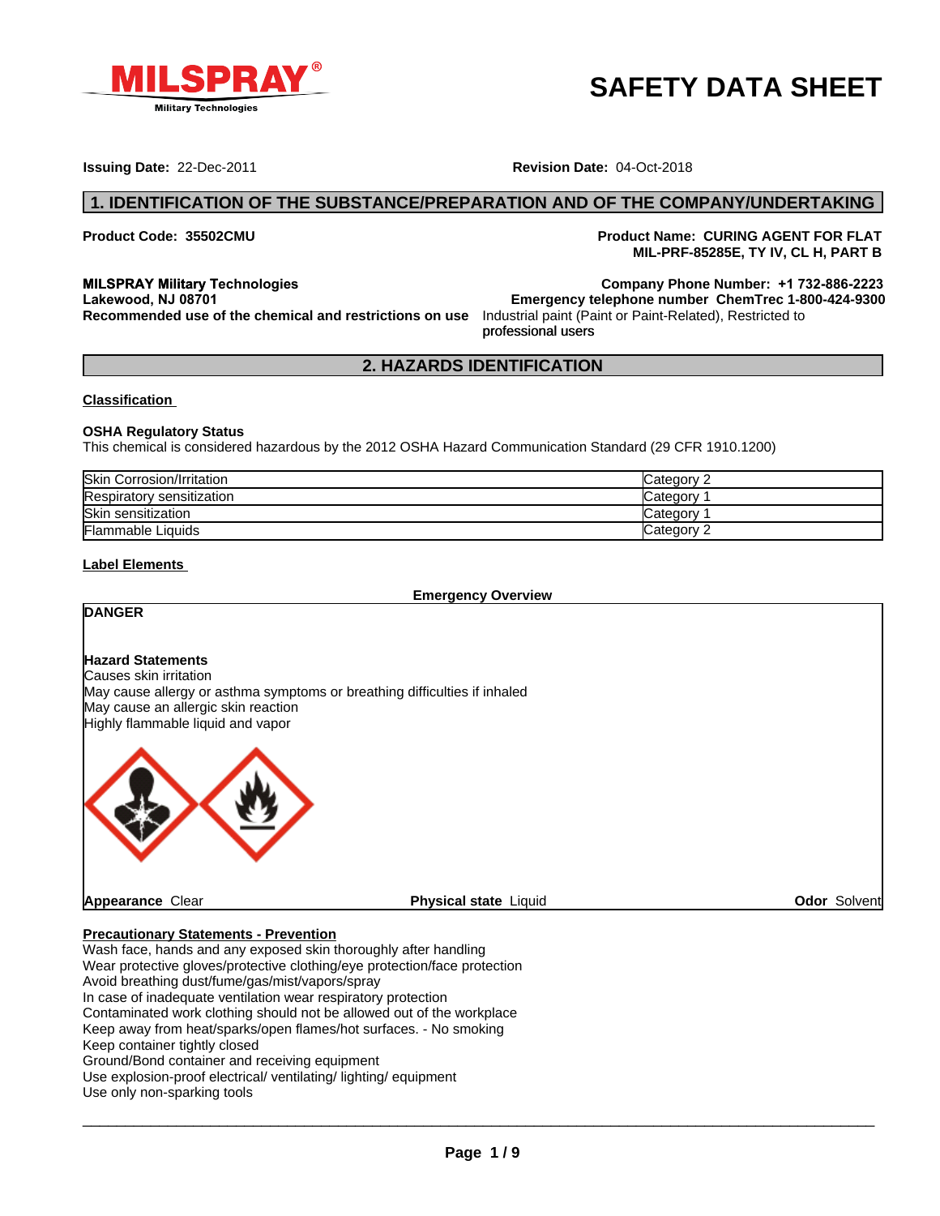MILSPRAY® Military Technologies

# SAFETY DATA SHEET

**Issuing Date:** 22-Dec-2011 **Revision Date:** 04-Oct-2018

## 1. IDENTIFICATION OF THE SUBSTANCE/PREPARATION AND OF THE COMPANY/UNDERTAKING

**Product Code: 35502CMU**

**Product Name: CURING AGENT FOR FLAT MIL-PRF-85285E, TY IV, CL H, PART B**

**MILSPRAY Military Technologies**
**Lakewood, NJ 08701**

**Company Phone Number: +1 732-886-2223**
**Emergency telephone number ChemTrec 1-800-424-9300**

**Recommended use of the chemical and restrictions on use** Industrial paint (Paint or Paint-Related), Restricted to professional users

## 2. HAZARDS IDENTIFICATION

**Classification**

**OSHA Regulatory Status**
This chemical is considered hazardous by the 2012 OSHA Hazard Communication Standard (29 CFR 1910.1200)

| | |
|---|---|
| Skin Corrosion/Irritation | Category 2 |
| Respiratory sensitization | Category 1 |
| Skin sensitization | Category 1 |
| Flammable Liquids | Category 2 |

**Label Elements**

**Emergency Overview**

**DANGER**

**Hazard Statements**
Causes skin irritation
May cause allergy or asthma symptoms or breathing difficulties if inhaled
May cause an allergic skin reaction
Highly flammable liquid and vapor

**Appearance** Clear **Physical state** Liquid **Odor** Solvent

**Precautionary Statements - Prevention**
Wash face, hands and any exposed skin thoroughly after handling
Wear protective gloves/protective clothing/eye protection/face protection
Avoid breathing dust/fume/gas/mist/vapors/spray
In case of inadequate ventilation wear respiratory protection
Contaminated work clothing should not be allowed out of the workplace
Keep away from heat/sparks/open flames/hot surfaces. - No smoking
Keep container tightly closed
Ground/Bond container and receiving equipment
Use explosion-proof electrical/ ventilating/ lighting/ equipment
Use only non-sparking tools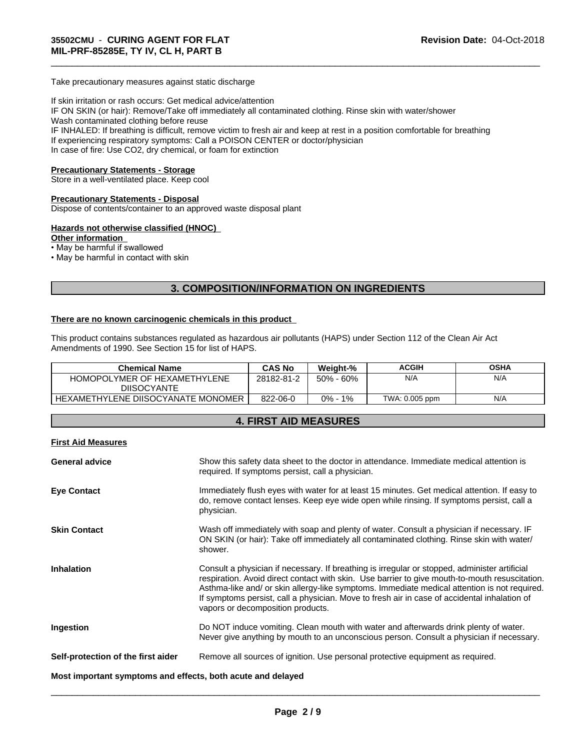Take precautionary measures against static discharge

If skin irritation or rash occurs: Get medical advice/attention
IF ON SKIN (or hair): Remove/Take off immediately all contaminated clothing. Rinse skin with water/shower
Wash contaminated clothing before reuse
IF INHALED: If breathing is difficult, remove victim to fresh air and keep at rest in a position comfortable for breathing
If experiencing respiratory symptoms: Call a POISON CENTER or doctor/physician
In case of fire: Use CO2, dry chemical, or foam for extinction

**Precautionary Statements - Storage**
Store in a well-ventilated place. Keep cool

**Precautionary Statements - Disposal**
Dispose of contents/container to an approved waste disposal plant

**Hazards not otherwise classified (HNOC)**

**Other information**

- May be harmful if swallowed
- May be harmful in contact with skin

## 3. COMPOSITION/INFORMATION ON INGREDIENTS

**There are no known carcinogenic chemicals in this product**

This product contains substances regulated as hazardous air pollutants (HAPS) under Section 112 of the Clean Air Act Amendments of 1990. See Section 15 for list of HAPS.

| Chemical Name | CAS No | Weight-% | ACGIH | OSHA |
|---|---|---|---|---|
| HOMOPOLYMER OF HEXAMETHYLENE DIISOCYANTE | 28182-81-2 | 50% - 60% | N/A | N/A |
| HEXAMETHYLENE DIISOCYANATE MONOMER | 822-06-0 | 0% - 1% | TWA: 0.005 ppm | N/A |

## 4. FIRST AID MEASURES

**First Aid Measures**

**General advice**
Show this safety data sheet to the doctor in attendance. Immediate medical attention is required. If symptoms persist, call a physician.

**Eye Contact**
Immediately flush eyes with water for at least 15 minutes. Get medical attention. If easy to do, remove contact lenses. Keep eye wide open while rinsing. If symptoms persist, call a physician.

**Skin Contact**
Wash off immediately with soap and plenty of water. Consult a physician if necessary. IF ON SKIN (or hair): Take off immediately all contaminated clothing. Rinse skin with water/ shower.

**Inhalation**
Consult a physician if necessary. If breathing is irregular or stopped, administer artificial respiration. Avoid direct contact with skin. Use barrier to give mouth-to-mouth resuscitation. Asthma-like and/ or skin allergy-like symptoms. Immediate medical attention is not required. If symptoms persist, call a physician. Move to fresh air in case of accidental inhalation of vapors or decomposition products.

**Ingestion**
Do NOT induce vomiting. Clean mouth with water and afterwards drink plenty of water. Never give anything by mouth to an unconscious person. Consult a physician if necessary.

**Self-protection of the first aider**
Remove all sources of ignition. Use personal protective equipment as required.

**Most important symptoms and effects, both acute and delayed**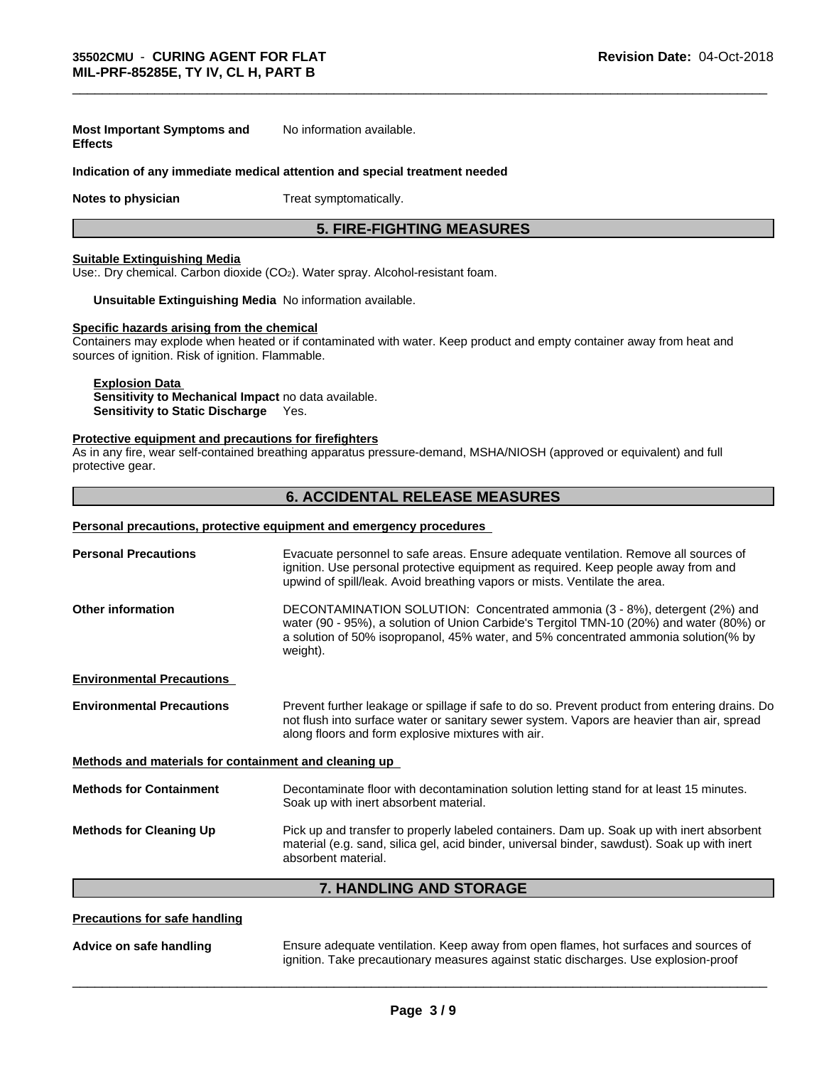**Most Important Symptoms and Effects** No information available.

**Indication of any immediate medical attention and special treatment needed**

**Notes to physician** Treat symptomatically.

## 5. FIRE-FIGHTING MEASURES

**Suitable Extinguishing Media**

Use:. Dry chemical. Carbon dioxide ($CO_2$). Water spray. Alcohol-resistant foam.

**Unsuitable Extinguishing Media** No information available.

**Specific hazards arising from the chemical**

Containers may explode when heated or if contaminated with water. Keep product and empty container away from heat and sources of ignition. Risk of ignition. Flammable.

**Explosion Data**

**Sensitivity to Mechanical Impact** no data available.

**Sensitivity to Static Discharge** Yes.

**Protective equipment and precautions for firefighters**

As in any fire, wear self-contained breathing apparatus pressure-demand, MSHA/NIOSH (approved or equivalent) and full protective gear.

## 6. ACCIDENTAL RELEASE MEASURES

**Personal precautions, protective equipment and emergency procedures**

**Personal Precautions** Evacuate personnel to safe areas. Ensure adequate ventilation. Remove all sources of ignition. Use personal protective equipment as required. Keep people away from and upwind of spill/leak. Avoid breathing vapors or mists. Ventilate the area.

**Other information** DECONTAMINATION SOLUTION: Concentrated ammonia (3 - 8%), detergent (2%) and water (90 - 95%), a solution of Union Carbide's Tergitol TMN-10 (20%) and water (80%) or a solution of 50% isopropanol, 45% water, and 5% concentrated ammonia solution(% by weight).

**Environmental Precautions**

**Environmental Precautions** Prevent further leakage or spillage if safe to do so. Prevent product from entering drains. Do not flush into surface water or sanitary sewer system. Vapors are heavier than air, spread along floors and form explosive mixtures with air.

**Methods and materials for containment and cleaning up**

**Methods for Containment** Decontaminate floor with decontamination solution letting stand for at least 15 minutes. Soak up with inert absorbent material.

**Methods for Cleaning Up** Pick up and transfer to properly labeled containers. Dam up. Soak up with inert absorbent material (e.g. sand, silica gel, acid binder, universal binder, sawdust). Soak up with inert absorbent material.

## 7. HANDLING AND STORAGE

**Precautions for safe handling**

**Advice on safe handling** Ensure adequate ventilation. Keep away from open flames, hot surfaces and sources of ignition. Take precautionary measures against static discharges. Use explosion-proof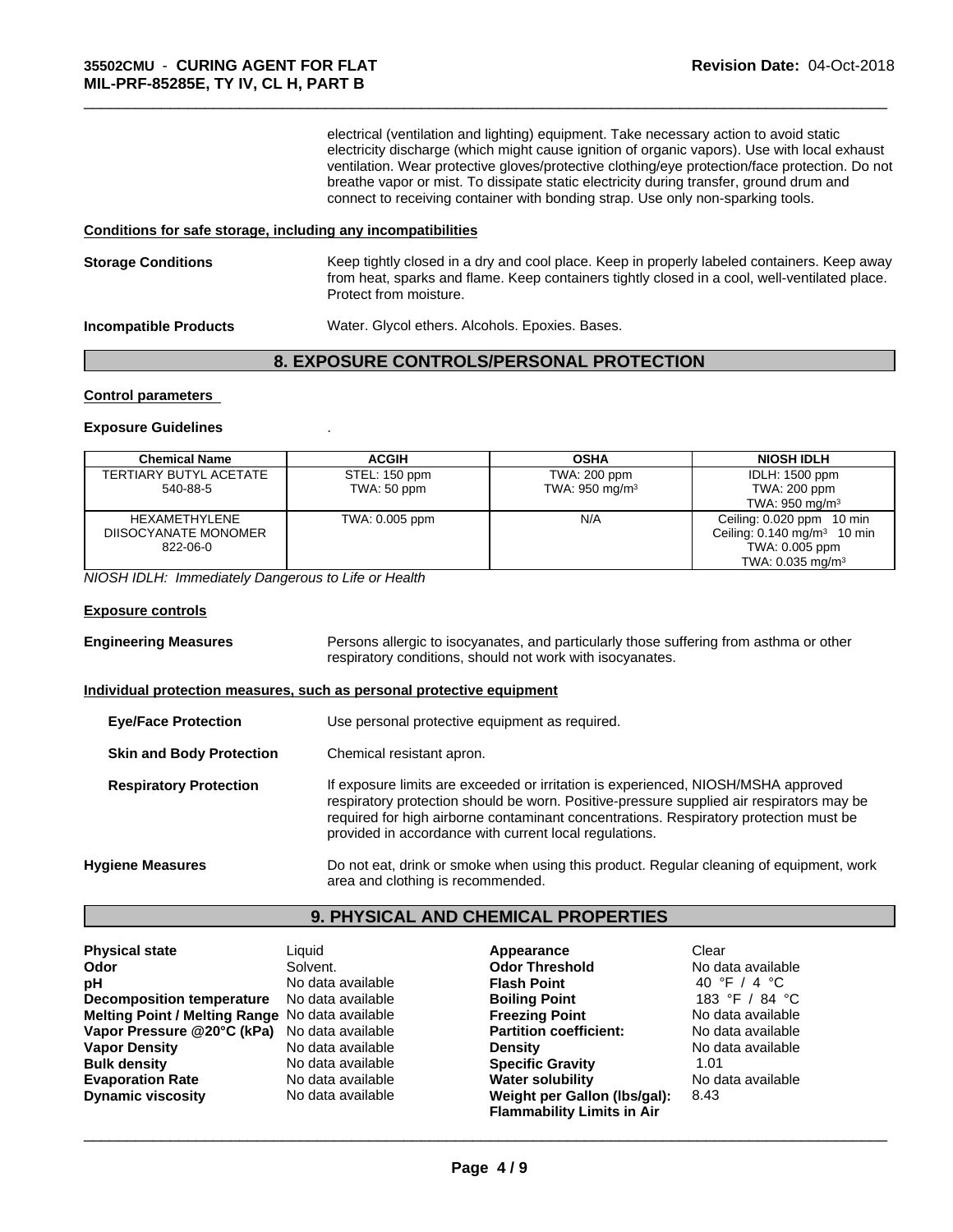electrical (ventilation and lighting) equipment. Take necessary action to avoid static electricity discharge (which might cause ignition of organic vapors). Use with local exhaust ventilation. Wear protective gloves/protective clothing/eye protection/face protection. Do not breathe vapor or mist. To dissipate static electricity during transfer, ground drum and connect to receiving container with bonding strap. Use only non-sparking tools.

**Conditions for safe storage, including any incompatibilities**

**Storage Conditions** Keep tightly closed in a dry and cool place. Keep in properly labeled containers. Keep away from heat, sparks and flame. Keep containers tightly closed in a cool, well-ventilated place. Protect from moisture.

**Incompatible Products** Water. Glycol ethers. Alcohols. Epoxies. Bases.

## 8. EXPOSURE CONTROLS/PERSONAL PROTECTION

**Control parameters**

**Exposure Guidelines** .

| Chemical Name | ACGIH | OSHA | NIOSH IDLH |
|---|---|---|---|
| TERTIARY BUTYL ACETATE 540-88-5 | STEL: 150 ppm TWA: 50 ppm | TWA: 200 ppm TWA: 950 mg/m³ | IDLH: 1500 ppm TWA: 200 ppm TWA: 950 mg/m³ |
| HEXAMETHYLENE DIISOCYANATE MONOMER 822-06-0 | TWA: 0.005 ppm | N/A | Ceiling: 0.020 ppm 10 min Ceiling: 0.140 mg/m³ 10 min TWA: 0.005 ppm TWA: 0.035 mg/m³ |

*NIOSH IDLH: Immediately Dangerous to Life or Health*

**Exposure controls**

**Engineering Measures** Persons allergic to isocyanates, and particularly those suffering from asthma or other respiratory conditions, should not work with isocyanates.

**Individual protection measures, such as personal protective equipment**

**Eye/Face Protection** Use personal protective equipment as required.

**Skin and Body Protection** Chemical resistant apron.

**Respiratory Protection** If exposure limits are exceeded or irritation is experienced, NIOSH/MSHA approved respiratory protection should be worn. Positive-pressure supplied air respirators may be required for high airborne contaminant concentrations. Respiratory protection must be provided in accordance with current local regulations.

**Hygiene Measures** Do not eat, drink or smoke when using this product. Regular cleaning of equipment, work area and clothing is recommended.

## 9. PHYSICAL AND CHEMICAL PROPERTIES

| | | | |
|---|---|---|---|
| **Physical state** | Liquid | **Appearance** | Clear |
| **Odor** | Solvent. | **Odor Threshold** | No data available |
| **pH** | No data available | **Flash Point** | 40 °F / 4 °C |
| **Decomposition temperature** | No data available | **Boiling Point** | 183 °F / 84 °C |
| **Melting Point / Melting Range** | No data available | **Freezing Point** | No data available |
| **Vapor Pressure @20°C (kPa)** | No data available | **Partition coefficient:** | No data available |
| **Vapor Density** | No data available | **Density** | No data available |
| **Bulk density** | No data available | **Specific Gravity** | 1.01 |
| **Evaporation Rate** | No data available | **Water solubility** | No data available |
| **Dynamic viscosity** | No data available | **Weight per Gallon (lbs/gal):** | 8.43 |
| | | **Flammability Limits in Air** | |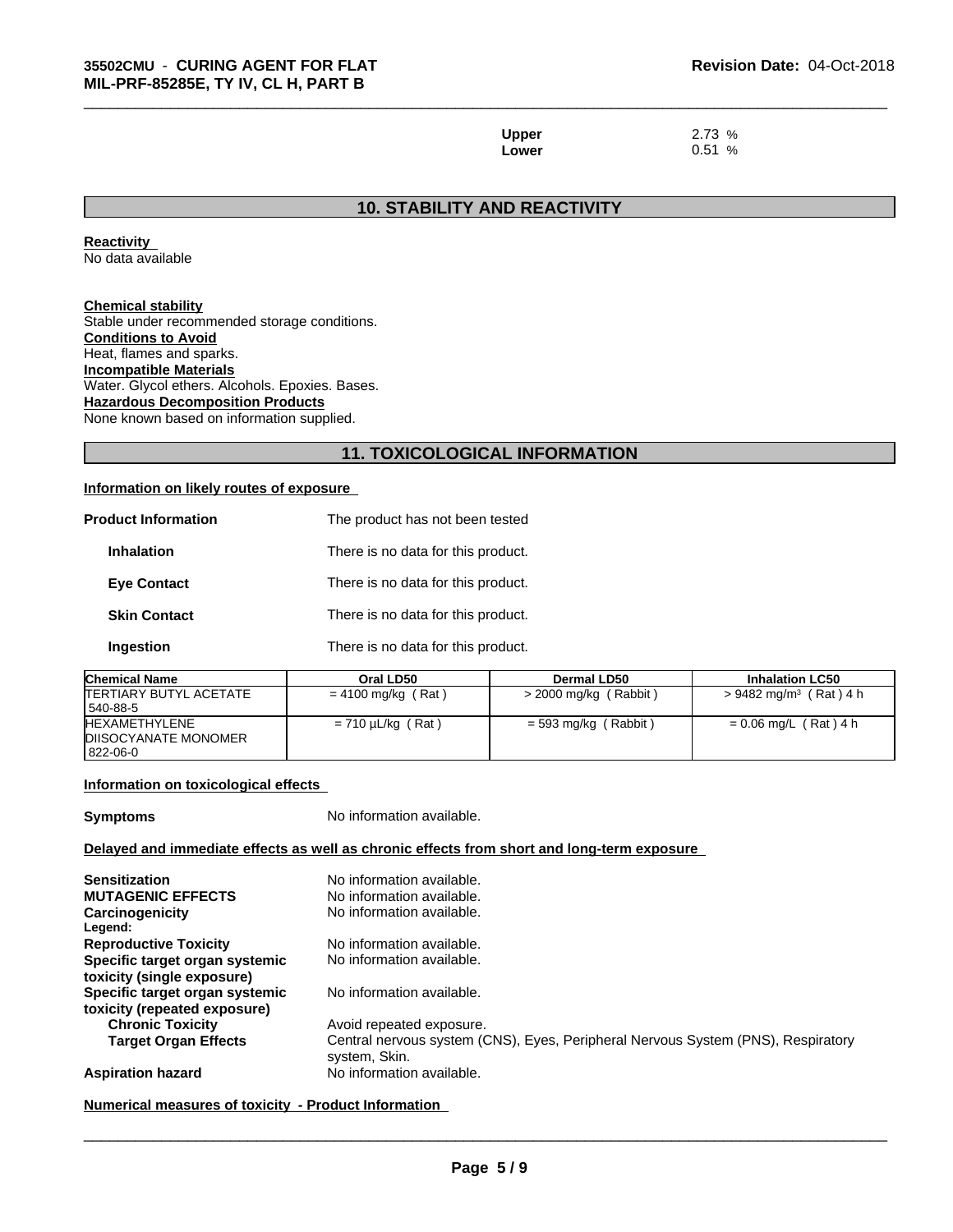| | |
|---|---|
| **Upper** | 2.73 % |
| **Lower** | 0.51 % |

## 10. STABILITY AND REACTIVITY

**Reactivity**
No data available

**Chemical stability**
Stable under recommended storage conditions.

**Conditions to Avoid**
Heat, flames and sparks.

**Incompatible Materials**
Water. Glycol ethers. Alcohols. Epoxies. Bases.

**Hazardous Decomposition Products**
None known based on information supplied.

## 11. TOXICOLOGICAL INFORMATION

**Information on likely routes of exposure**

| | |
|---|---|
| **Product Information** | The product has not been tested |
| **Inhalation** | There is no data for this product. |
| **Eye Contact** | There is no data for this product. |
| **Skin Contact** | There is no data for this product. |
| **Ingestion** | There is no data for this product. |

| Chemical Name | Oral LD50 | Dermal LD50 | Inhalation LC50 |
|---|---|---|---|
| TERTIARY BUTYL ACETATE 540-88-5 | = 4100 mg/kg ( Rat ) | > 2000 mg/kg ( Rabbit ) | > 9482 mg/m³ ( Rat ) 4 h |
| HEXAMETHYLENE DIISOCYANATE MONOMER 822-06-0 | = 710 µL/kg ( Rat ) | = 593 mg/kg ( Rabbit ) | = 0.06 mg/L ( Rat ) 4 h |

**Information on toxicological effects**

**Symptoms** No information available.

**Delayed and immediate effects as well as chronic effects from short and long-term exposure**

| | |
|---|---|
| **Sensitization** | No information available. |
| **MUTAGENIC EFFECTS** | No information available. |
| **Carcinogenicity** | No information available. |
| **Legend:** | |
| **Reproductive Toxicity** | No information available. |
| **Specific target organ systemic toxicity (single exposure)** | No information available. |
| **Specific target organ systemic toxicity (repeated exposure)** | No information available. |
| **Chronic Toxicity** | Avoid repeated exposure. |
| **Target Organ Effects** | Central nervous system (CNS), Eyes, Peripheral Nervous System (PNS), Respiratory system, Skin. |
| **Aspiration hazard** | No information available. |

**Numerical measures of toxicity - Product Information**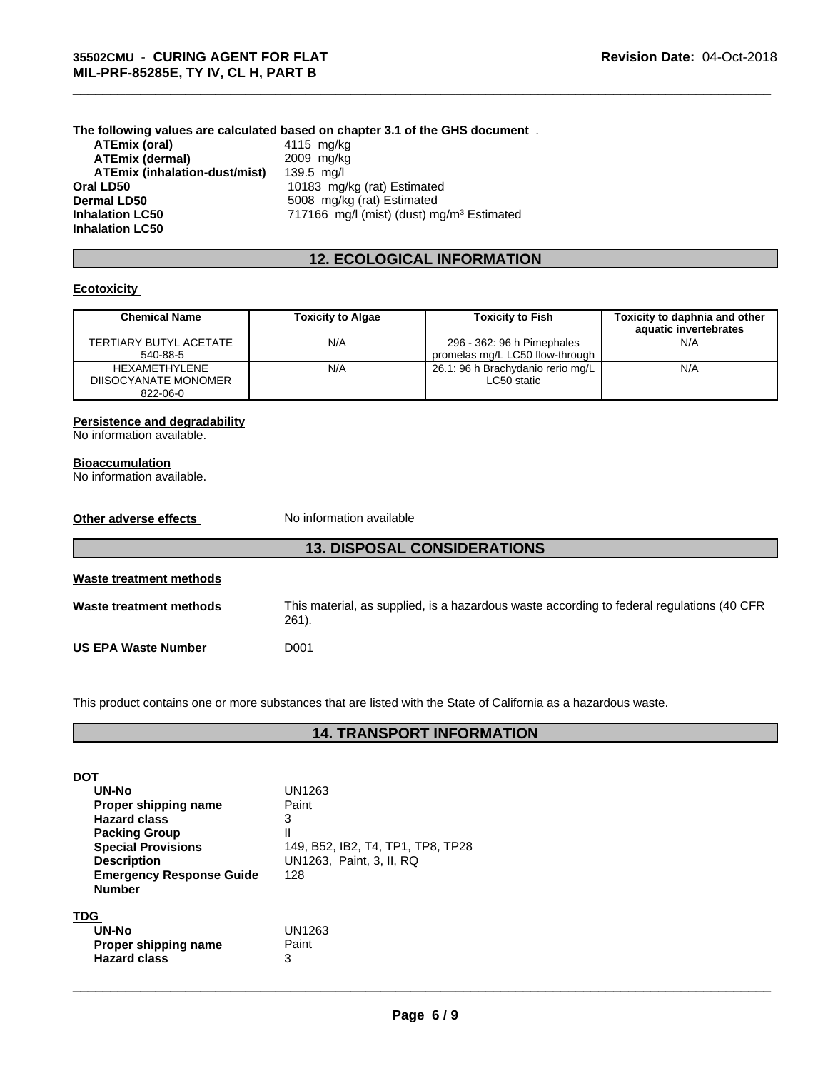**The following values are calculated based on chapter 3.1 of the GHS document** .

| | |
|---|---|
| **ATEmix (oral)** | 4115 mg/kg |
| **ATEmix (dermal)** | 2009 mg/kg |
| **ATEmix (inhalation-dust/mist)** | 139.5 mg/l |
| **Oral LD50** | 10183 mg/kg (rat) Estimated |
| **Dermal LD50** | 5008 mg/kg (rat) Estimated |
| **Inhalation LC50** | 717166 mg/l (mist) (dust) mg/m³ Estimated |
| **Inhalation LC50** | |

## 12. ECOLOGICAL INFORMATION

**Ecotoxicity**

| Chemical Name | Toxicity to Algae | Toxicity to Fish | Toxicity to daphnia and other aquatic invertebrates |
|---|---|---|---|
| TERTIARY BUTYL ACETATE 540-88-5 | N/A | 296 - 362: 96 h Pimephales promelas mg/L LC50 flow-through | N/A |
| HEXAMETHYLENE DIISOCYANATE MONOMER 822-06-0 | N/A | 26.1: 96 h Brachydanio rerio mg/L LC50 static | N/A |

**Persistence and degradability**
No information available.

**Bioaccumulation**
No information available.

**Other adverse effects** No information available

## 13. DISPOSAL CONSIDERATIONS

**Waste treatment methods**

**Waste treatment methods** This material, as supplied, is a hazardous waste according to federal regulations (40 CFR 261).

**US EPA Waste Number** D001

This product contains one or more substances that are listed with the State of California as a hazardous waste.

## 14. TRANSPORT INFORMATION

**DOT**

| | |
|---|---|
| **UN-No** | UN1263 |
| **Proper shipping name** | Paint |
| **Hazard class** | 3 |
| **Packing Group** | II |
| **Special Provisions** | 149, B52, IB2, T4, TP1, TP8, TP28 |
| **Description** | UN1263, Paint, 3, II, RQ |
| **Emergency Response Guide Number** | 128 |

**TDG**

| | |
|---|---|
| **UN-No** | UN1263 |
| **Proper shipping name** | Paint |
| **Hazard class** | 3 |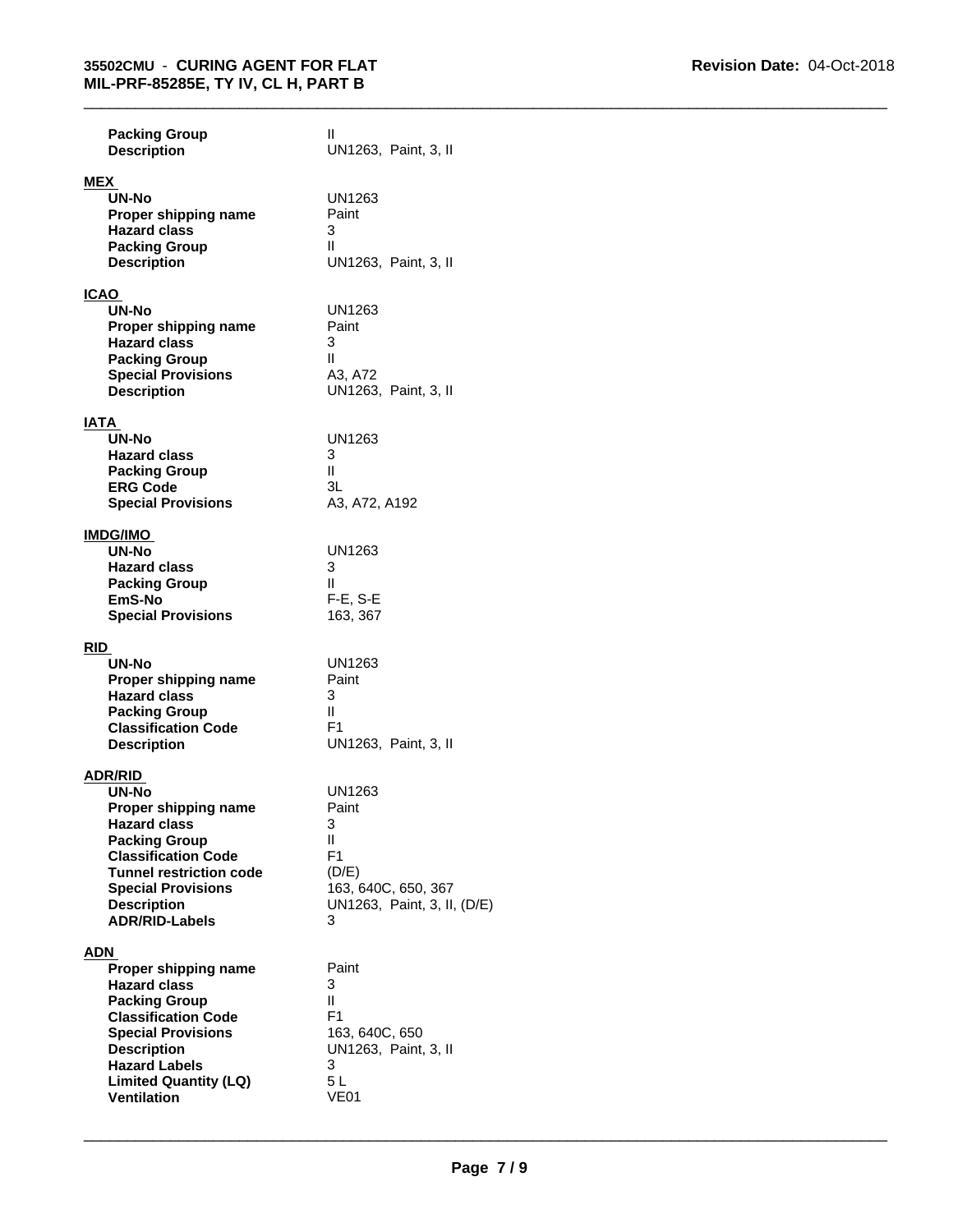| | |
|---|---|
| **Packing Group** | II |
| **Description** | UN1263, Paint, 3, II |

**MEX**

| | |
|---|---|
| **UN-No** | UN1263 |
| **Proper shipping name** | Paint |
| **Hazard class** | 3 |
| **Packing Group** | II |
| **Description** | UN1263, Paint, 3, II |

**ICAO**

| | |
|---|---|
| **UN-No** | UN1263 |
| **Proper shipping name** | Paint |
| **Hazard class** | 3 |
| **Packing Group** | II |
| **Special Provisions** | A3, A72 |
| **Description** | UN1263, Paint, 3, II |

**IATA**

| | |
|---|---|
| **UN-No** | UN1263 |
| **Hazard class** | 3 |
| **Packing Group** | II |
| **ERG Code** | 3L |
| **Special Provisions** | A3, A72, A192 |

**IMDG/IMO**

| | |
|---|---|
| **UN-No** | UN1263 |
| **Hazard class** | 3 |
| **Packing Group** | II |
| **EmS-No** | F-E, S-E |
| **Special Provisions** | 163, 367 |

**RID**

| | |
|---|---|
| **UN-No** | UN1263 |
| **Proper shipping name** | Paint |
| **Hazard class** | 3 |
| **Packing Group** | II |
| **Classification Code** | F1 |
| **Description** | UN1263, Paint, 3, II |

**ADR/RID**

| | |
|---|---|
| **UN-No** | UN1263 |
| **Proper shipping name** | Paint |
| **Hazard class** | 3 |
| **Packing Group** | II |
| **Classification Code** | F1 |
| **Tunnel restriction code** | (D/E) |
| **Special Provisions** | 163, 640C, 650, 367 |
| **Description** | UN1263, Paint, 3, II, (D/E) |
| **ADR/RID-Labels** | 3 |

**ADN**

| | |
|---|---|
| **Proper shipping name** | Paint |
| **Hazard class** | 3 |
| **Packing Group** | II |
| **Classification Code** | F1 |
| **Special Provisions** | 163, 640C, 650 |
| **Description** | UN1263, Paint, 3, II |
| **Hazard Labels** | 3 |
| **Limited Quantity (LQ)** | 5 L |
| **Ventilation** | VE01 |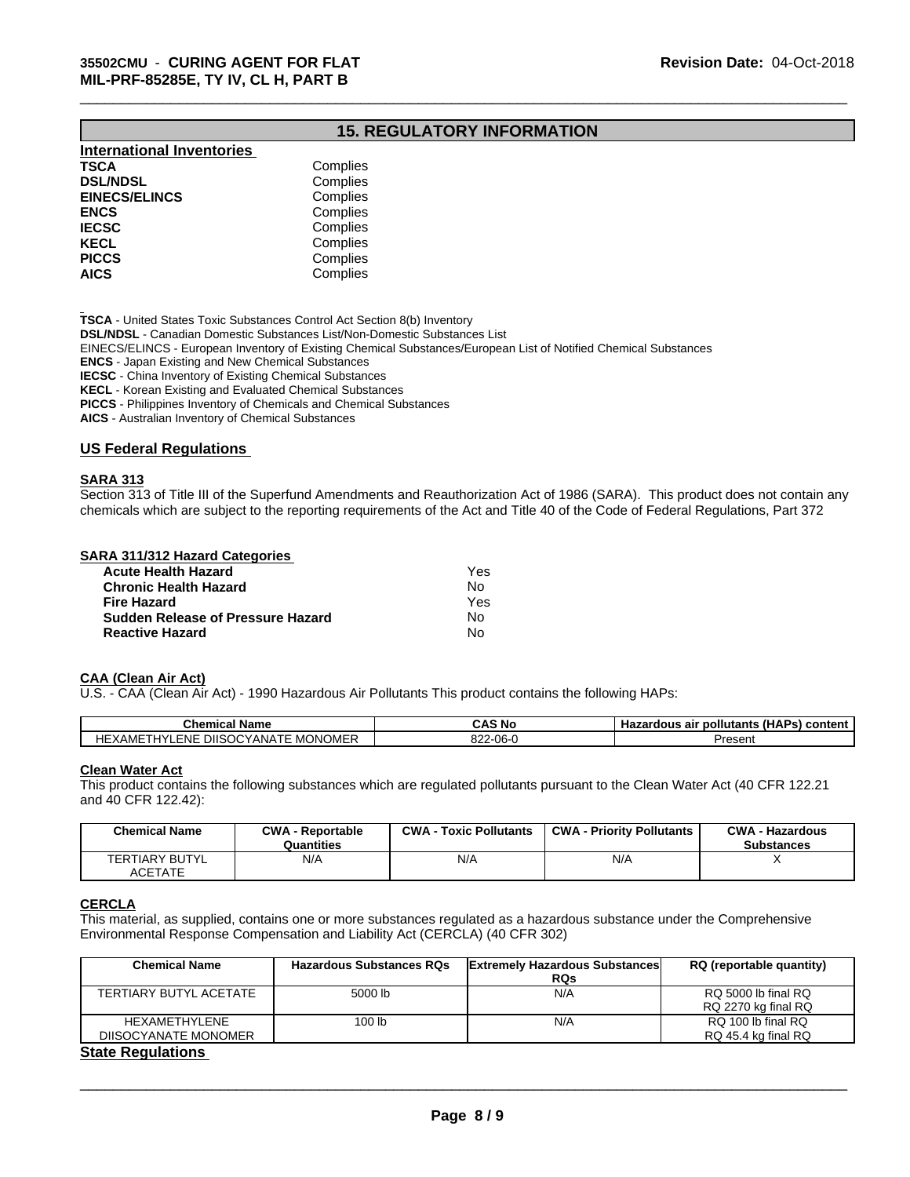## 15. REGULATORY INFORMATION

**International Inventories**

| | |
|---|---|
| **TSCA** | Complies |
| **DSL/NDSL** | Complies |
| **EINECS/ELINCS** | Complies |
| **ENCS** | Complies |
| **IECSC** | Complies |
| **KECL** | Complies |
| **PICCS** | Complies |
| **AICS** | Complies |

**TSCA** - United States Toxic Substances Control Act Section 8(b) Inventory
**DSL/NDSL** - Canadian Domestic Substances List/Non-Domestic Substances List
EINECS/ELINCS - European Inventory of Existing Chemical Substances/European List of Notified Chemical Substances
**ENCS** - Japan Existing and New Chemical Substances
**IECSC** - China Inventory of Existing Chemical Substances
**KECL** - Korean Existing and Evaluated Chemical Substances
**PICCS** - Philippines Inventory of Chemicals and Chemical Substances
**AICS** - Australian Inventory of Chemical Substances

### US Federal Regulations

**SARA 313**

Section 313 of Title III of the Superfund Amendments and Reauthorization Act of 1986 (SARA). This product does not contain any chemicals which are subject to the reporting requirements of the Act and Title 40 of the Code of Federal Regulations, Part 372

**SARA 311/312 Hazard Categories**

| | |
|---|---|
| **Acute Health Hazard** | Yes |
| **Chronic Health Hazard** | No |
| **Fire Hazard** | Yes |
| **Sudden Release of Pressure Hazard** | No |
| **Reactive Hazard** | No |

**CAA (Clean Air Act)**

U.S. - CAA (Clean Air Act) - 1990 Hazardous Air Pollutants This product contains the following HAPs:

| Chemical Name | CAS No | Hazardous air pollutants (HAPs) content |
|---|---|---|
| HEXAMETHYLENE DIISOCYANATE MONOMER | 822-06-0 | Present |

**Clean Water Act**

This product contains the following substances which are regulated pollutants pursuant to the Clean Water Act (40 CFR 122.21 and 40 CFR 122.42):

| Chemical Name | CWA - Reportable Quantities | CWA - Toxic Pollutants | CWA - Priority Pollutants | CWA - Hazardous Substances |
|---|---|---|---|---|
| TERTIARY BUTYL ACETATE | N/A | N/A | N/A | X |

**CERCLA**

This material, as supplied, contains one or more substances regulated as a hazardous substance under the Comprehensive Environmental Response Compensation and Liability Act (CERCLA) (40 CFR 302)

| Chemical Name | Hazardous Substances RQs | Extremely Hazardous Substances RQs | RQ (reportable quantity) |
|---|---|---|---|
| TERTIARY BUTYL ACETATE | 5000 lb | N/A | RQ 5000 lb final RQ<br>RQ 2270 kg final RQ |
| HEXAMETHYLENE DIISOCYANATE MONOMER | 100 lb | N/A | RQ 100 lb final RQ<br>RQ 45.4 kg final RQ |

### State Regulations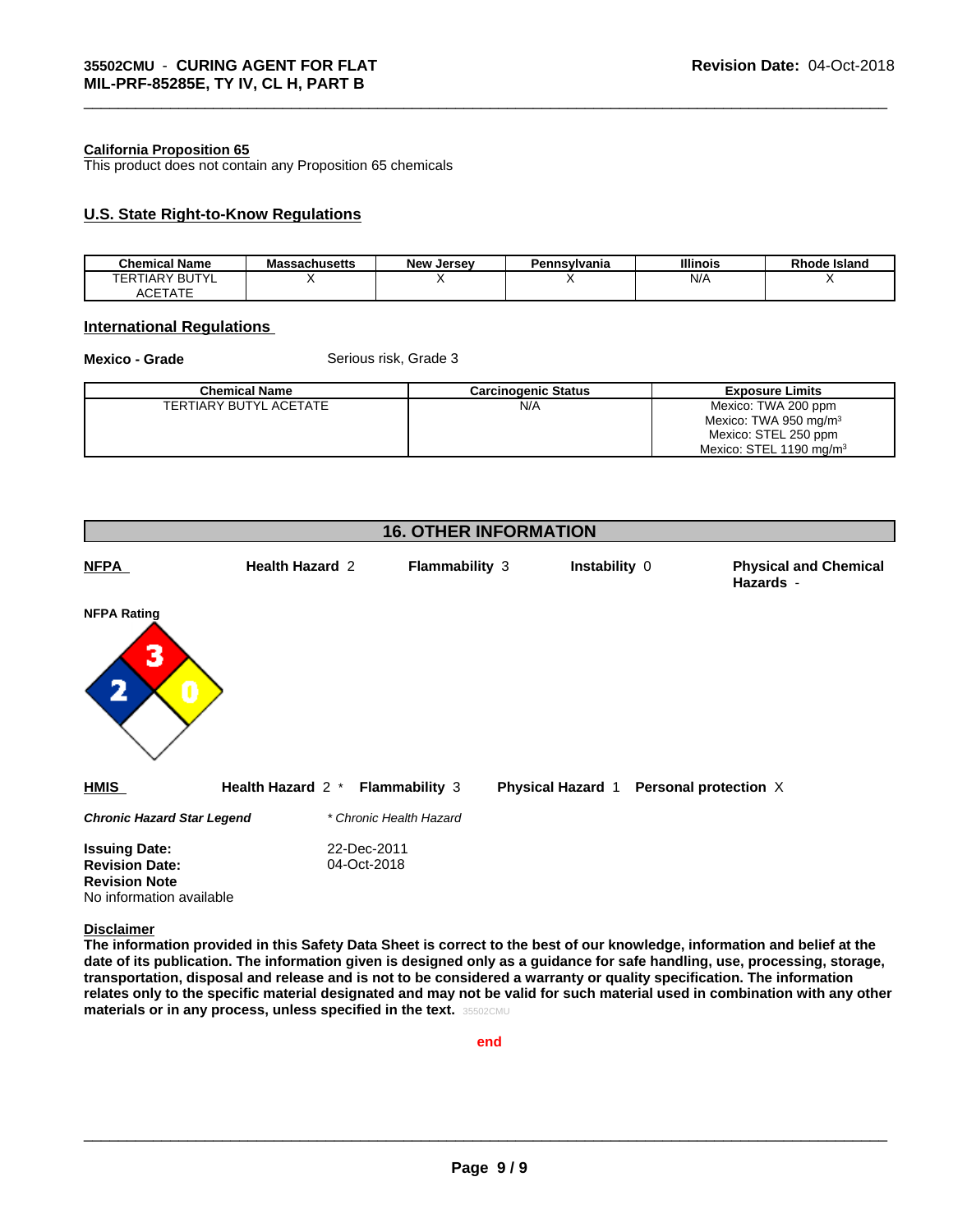### California Proposition 65

This product does not contain any Proposition 65 chemicals

### U.S. State Right-to-Know Regulations

| Chemical Name | Massachusetts | New Jersey | Pennsylvania | Illinois | Rhode Island |
|---|---|---|---|---|---|
| TERTIARY BUTYL ACETATE | X | X | X | N/A | X |

### International Regulations

**Mexico - Grade** Serious risk, Grade 3

| Chemical Name | Carcinogenic Status | Exposure Limits |
|---|---|---|
| TERTIARY BUTYL ACETATE | N/A | Mexico: TWA 200 ppm<br>Mexico: TWA 950 mg/m³<br>Mexico: STEL 250 ppm<br>Mexico: STEL 1190 mg/m³ |

## 16. OTHER INFORMATION

**NFPA** **Health Hazard** 2 **Flammability** 3 **Instability** 0 **Physical and Chemical Hazards** -

**NFPA Rating**

3
2 0

**HMIS** **Health Hazard** 2 * **Flammability** 3 **Physical Hazard** 1 **Personal protection** X

***Chronic Hazard Star Legend*** *\* Chronic Health Hazard*

**Issuing Date:** 22-Dec-2011
**Revision Date:** 04-Oct-2018
**Revision Note**
No information available

**Disclaimer**
**The information provided in this Safety Data Sheet is correct to the best of our knowledge, information and belief at the date of its publication. The information given is designed only as a guidance for safe handling, use, processing, storage, transportation, disposal and release and is not to be considered a warranty or quality specification. The information relates only to the specific material designated and may not be valid for such material used in combination with any other materials or in any process, unless specified in the text.** 35502CMU

**end**